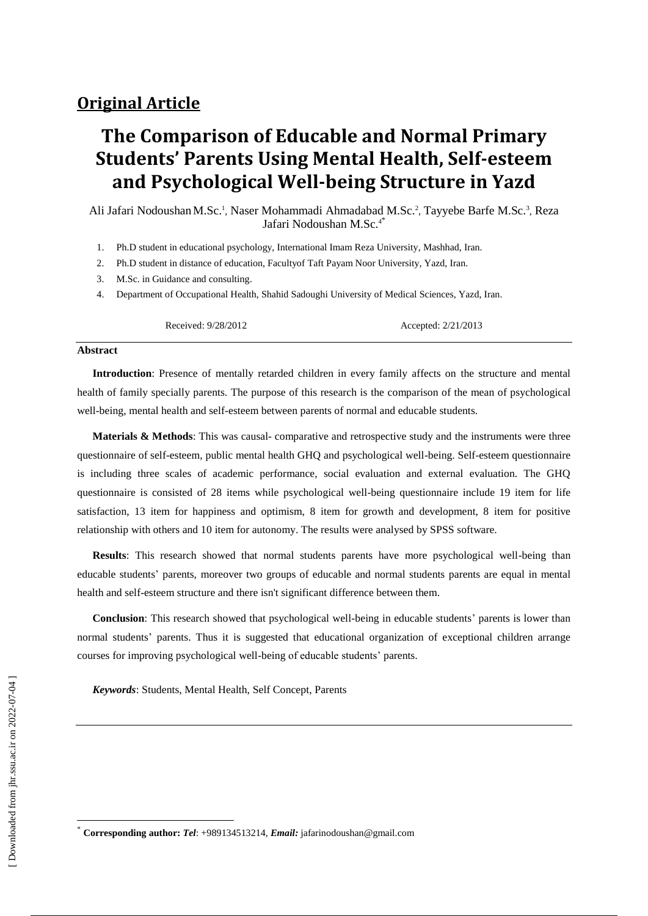## Original Article

# The Comparison of Educable and Normal Primary Students' Parents Using Mental Health, Self-esteem and Psychological Well-being Structure in Yazd

Ali Jafari Nodoushan M.Sc.[1], Naser Mohammadi Ahmadabad M.Sc.[2], Tayyebe Barfe M.Sc.[3], Reza Jafari Nodoushan M.Sc.[4*]

1. Ph.D student in educational psychology, International Imam Reza University, Mashhad, Iran.
2. Ph.D student in distance of education, Facultyof Taft Payam Noor University, Yazd, Iran.
3. M.Sc. in Guidance and consulting.
4. Department of Occupational Health, Shahid Sadoughi University of Medical Sciences, Yazd, Iran.

Received: 9/28/2012 Accepted: 2/21/2013

### Abstract

**Introduction**: Presence of mentally retarded children in every family affects on the structure and mental health of family specially parents. The purpose of this research is the comparison of the mean of psychological well-being, mental health and self-esteem between parents of normal and educable students.

**Materials & Methods**: This was causal- comparative and retrospective study and the instruments were three questionnaire of self-esteem, public mental health GHQ and psychological well-being. Self-esteem questionnaire is including three scales of academic performance, social evaluation and external evaluation. The GHQ questionnaire is consisted of 28 items while psychological well-being questionnaire include 19 item for life satisfaction, 13 item for happiness and optimism, 8 item for growth and development, 8 item for positive relationship with others and 10 item for autonomy. The results were analysed by SPSS software.

**Results**: This research showed that normal students parents have more psychological well-being than educable students' parents, moreover two groups of educable and normal students parents are equal in mental health and self-esteem structure and there isn't significant difference between them.

**Conclusion**: This research showed that psychological well-being in educable students' parents is lower than normal students' parents. Thus it is suggested that educational organization of exceptional children arrange courses for improving psychological well-being of educable students' parents.

***Keywords***: Students, Mental Health, Self Concept, Parents

[*] **Corresponding author:** ***Tel***: +989134513214, ***Email:*** jafarinodoushan@gmail.com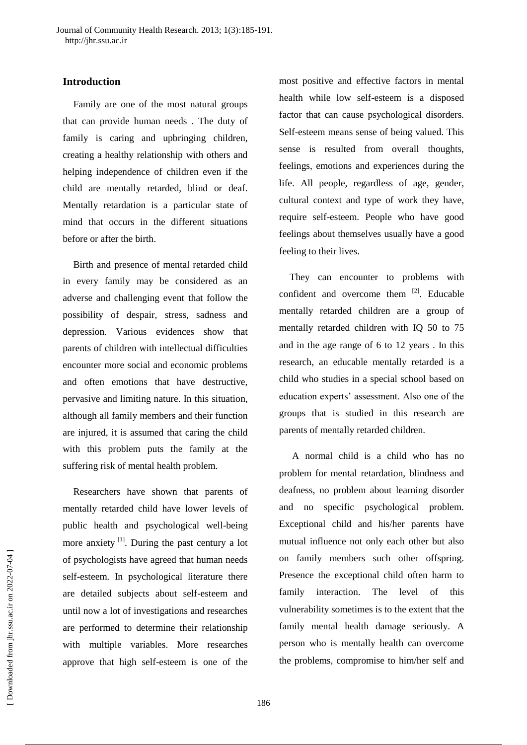## Introduction

Family are one of the most natural groups that can provide human needs . The duty of family is caring and upbringing children, creating a healthy relationship with others and helping independence of children even if the child are mentally retarded, blind or deaf. Mentally retardation is a particular state of mind that occurs in the different situations before or after the birth.

Birth and presence of mental retarded child in every family may be considered as an adverse and challenging event that follow the possibility of despair, stress, sadness and depression. Various evidences show that parents of children with intellectual difficulties encounter more social and economic problems and often emotions that have destructive, pervasive and limiting nature. In this situation, although all family members and their function are injured, it is assumed that caring the child with this problem puts the family at the suffering risk of mental health problem.

Researchers have shown that parents of mentally retarded child have lower levels of public health and psychological well-being more anxiety [1]. During the past century a lot of psychologists have agreed that human needs self-esteem. In psychological literature there are detailed subjects about self-esteem and until now a lot of investigations and researches are performed to determine their relationship with multiple variables. More researches approve that high self-esteem is one of the most positive and effective factors in mental health while low self-esteem is a disposed factor that can cause psychological disorders. Self-esteem means sense of being valued. This sense is resulted from overall thoughts, feelings, emotions and experiences during the life. All people, regardless of age, gender, cultural context and type of work they have, require self-esteem. People who have good feelings about themselves usually have a good feeling to their lives.

They can encounter to problems with confident and overcome them [2]. Educable mentally retarded children are a group of mentally retarded children with IQ 50 to 75 and in the age range of 6 to 12 years . In this research, an educable mentally retarded is a child who studies in a special school based on education experts' assessment. Also one of the groups that is studied in this research are parents of mentally retarded children.

A normal child is a child who has no problem for mental retardation, blindness and deafness, no problem about learning disorder and no specific psychological problem. Exceptional child and his/her parents have mutual influence not only each other but also on family members such other offspring. Presence the exceptional child often harm to family interaction. The level of this vulnerability sometimes is to the extent that the family mental health damage seriously. A person who is mentally health can overcome the problems, compromise to him/her self and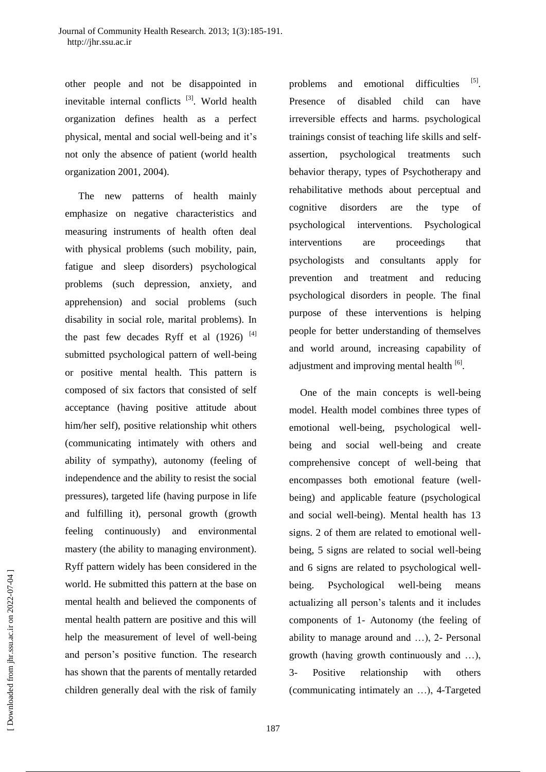other people and not be disappointed in inevitable internal conflicts [3]. World health organization defines health as a perfect physical, mental and social well-being and it's not only the absence of patient (world health organization 2001, 2004).

The new patterns of health mainly emphasize on negative characteristics and measuring instruments of health often deal with physical problems (such mobility, pain, fatigue and sleep disorders) psychological problems (such depression, anxiety, and apprehension) and social problems (such disability in social role, marital problems). In the past few decades Ryff et al (1926) [4] submitted psychological pattern of well-being or positive mental health. This pattern is composed of six factors that consisted of self acceptance (having positive attitude about him/her self), positive relationship whit others (communicating intimately with others and ability of sympathy), autonomy (feeling of independence and the ability to resist the social pressures), targeted life (having purpose in life and fulfilling it), personal growth (growth feeling continuously) and environmental mastery (the ability to managing environment). Ryff pattern widely has been considered in the world. He submitted this pattern at the base on mental health and believed the components of mental health pattern are positive and this will help the measurement of level of well-being and person's positive function. The research has shown that the parents of mentally retarded children generally deal with the risk of family problems and emotional difficulties [5]. Presence of disabled child can have irreversible effects and harms. psychological trainings consist of teaching life skills and self-assertion, psychological treatments such behavior therapy, types of Psychotherapy and rehabilitative methods about perceptual and cognitive disorders are the type of psychological interventions. Psychological interventions are proceedings that psychologists and consultants apply for prevention and treatment and reducing psychological disorders in people. The final purpose of these interventions is helping people for better understanding of themselves and world around, increasing capability of adjustment and improving mental health [6].

One of the main concepts is well-being model. Health model combines three types of emotional well-being, psychological well-being and social well-being and create comprehensive concept of well-being that encompasses both emotional feature (well-being) and applicable feature (psychological and social well-being). Mental health has 13 signs. 2 of them are related to emotional well-being, 5 signs are related to social well-being and 6 signs are related to psychological well-being. Psychological well-being means actualizing all person's talents and it includes components of 1- Autonomy (the feeling of ability to manage around and …), 2- Personal growth (having growth continuously and …), 3- Positive relationship with others (communicating intimately an …), 4-Targeted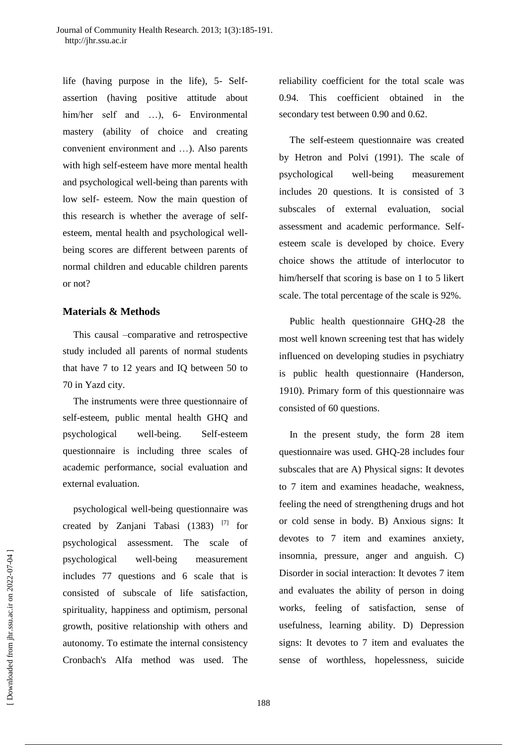life (having purpose in the life), 5- Self-assertion (having positive attitude about him/her self and …), 6- Environmental mastery (ability of choice and creating convenient environment and …). Also parents with high self-esteem have more mental health and psychological well-being than parents with low self- esteem. Now the main question of this research is whether the average of self-esteem, mental health and psychological well-being scores are different between parents of normal children and educable children parents or not?

## Materials & Methods

This causal –comparative and retrospective study included all parents of normal students that have 7 to 12 years and IQ between 50 to 70 in Yazd city.

The instruments were three questionnaire of self-esteem, public mental health GHQ and psychological well-being. Self-esteem questionnaire is including three scales of academic performance, social evaluation and external evaluation.

psychological well-being questionnaire was created by Zanjani Tabasi (1383) [7] for psychological assessment. The scale of psychological well-being measurement includes 77 questions and 6 scale that is consisted of subscale of life satisfaction, spirituality, happiness and optimism, personal growth, positive relationship with others and autonomy. To estimate the internal consistency Cronbach's Alfa method was used. The reliability coefficient for the total scale was 0.94. This coefficient obtained in the secondary test between 0.90 and 0.62.

The self-esteem questionnaire was created by Hetron and Polvi (1991). The scale of psychological well-being measurement includes 20 questions. It is consisted of 3 subscales of external evaluation, social assessment and academic performance. Self-esteem scale is developed by choice. Every choice shows the attitude of interlocutor to him/herself that scoring is base on 1 to 5 likert scale. The total percentage of the scale is 92%.

Public health questionnaire GHQ-28 the most well known screening test that has widely influenced on developing studies in psychiatry is public health questionnaire (Handerson, 1910). Primary form of this questionnaire was consisted of 60 questions.

In the present study, the form 28 item questionnaire was used. GHQ-28 includes four subscales that are A) Physical signs: It devotes to 7 item and examines headache, weakness, feeling the need of strengthening drugs and hot or cold sense in body. B) Anxious signs: It devotes to 7 item and examines anxiety, insomnia, pressure, anger and anguish. C) Disorder in social interaction: It devotes 7 item and evaluates the ability of person in doing works, feeling of satisfaction, sense of usefulness, learning ability. D) Depression signs: It devotes to 7 item and evaluates the sense of worthless, hopelessness, suicide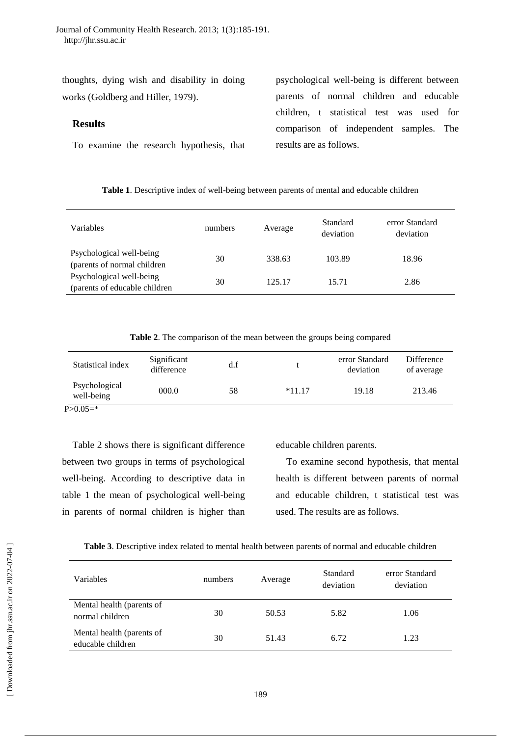thoughts, dying wish and disability in doing works (Goldberg and Hiller, 1979).

## Results

To examine the research hypothesis, that psychological well-being is different between parents of normal children and educable children, t statistical test was used for comparison of independent samples. The results are as follows.

**Table 1**. Descriptive index of well-being between parents of mental and educable children

| Variables | numbers | Average | Standard deviation | error Standard deviation |
|---|---|---|---|---|
| Psychological well-being (parents of normal children | 30 | 338.63 | 103.89 | 18.96 |
| Psychological well-being (parents of educable children | 30 | 125.17 | 15.71 | 2.86 |

**Table 2**. The comparison of the mean between the groups being compared

| Statistical index | Significant difference | d.f | t | error Standard deviation | Difference of average |
|---|---|---|---|---|---|
| Psychological well-being | 000.0 | 58 | *11.17 | 19.18 | 213.46 |

P>0.05=*

Table 2 shows there is significant difference between two groups in terms of psychological well-being. According to descriptive data in table 1 the mean of psychological well-being in parents of normal children is higher than educable children parents.

To examine second hypothesis, that mental health is different between parents of normal and educable children, t statistical test was used. The results are as follows.

**Table 3**. Descriptive index related to mental health between parents of normal and educable children

| Variables | numbers | Average | Standard deviation | error Standard deviation |
|---|---|---|---|---|
| Mental health (parents of normal children | 30 | 50.53 | 5.82 | 1.06 |
| Mental health (parents of educable children | 30 | 51.43 | 6.72 | 1.23 |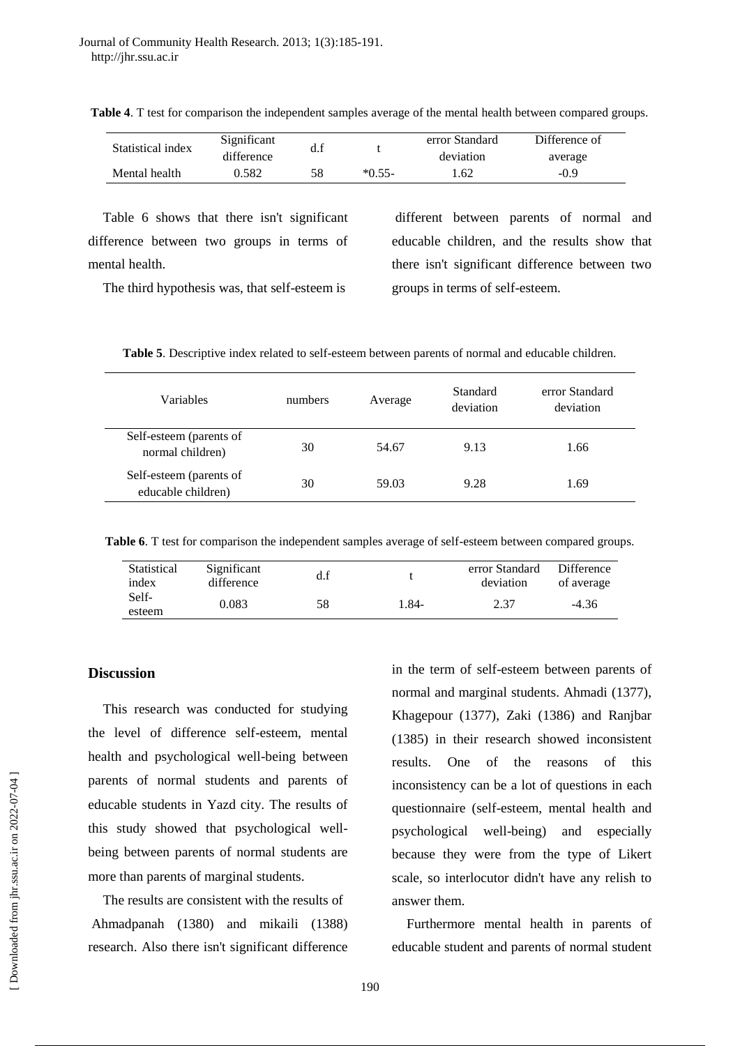**Table 4**. T test for comparison the independent samples average of the mental health between compared groups.

| Statistical index | Significant difference | d.f | t | error Standard deviation | Difference of average |
|---|---|---|---|---|---|
| Mental health | 0.582 | 58 | *0.55- | 1.62 | -0.9 |

Table 6 shows that there isn't significant difference between two groups in terms of mental health.

The third hypothesis was, that self-esteem is different between parents of normal and educable children, and the results show that there isn't significant difference between two groups in terms of self-esteem.

**Table 5**. Descriptive index related to self-esteem between parents of normal and educable children.

| Variables | numbers | Average | Standard deviation | error Standard deviation |
|---|---|---|---|---|
| Self-esteem (parents of normal children) | 30 | 54.67 | 9.13 | 1.66 |
| Self-esteem (parents of educable children) | 30 | 59.03 | 9.28 | 1.69 |

**Table 6**. T test for comparison the independent samples average of self-esteem between compared groups.

| Statistical index | Significant difference | d.f | t | error Standard deviation | Difference of average |
|---|---|---|---|---|---|
| Self-esteem | 0.083 | 58 | 1.84- | 2.37 | -4.36 |

## Discussion

This research was conducted for studying the level of difference self-esteem, mental health and psychological well-being between parents of normal students and parents of educable students in Yazd city. The results of this study showed that psychological well-being between parents of normal students are more than parents of marginal students.

The results are consistent with the results of Ahmadpanah (1380) and mikaili (1388) research. Also there isn't significant difference in the term of self-esteem between parents of normal and marginal students. Ahmadi (1377), Khagepour (1377), Zaki (1386) and Ranjbar (1385) in their research showed inconsistent results. One of the reasons of this inconsistency can be a lot of questions in each questionnaire (self-esteem, mental health and psychological well-being) and especially because they were from the type of Likert scale, so interlocutor didn't have any relish to answer them.

Furthermore mental health in parents of educable student and parents of normal student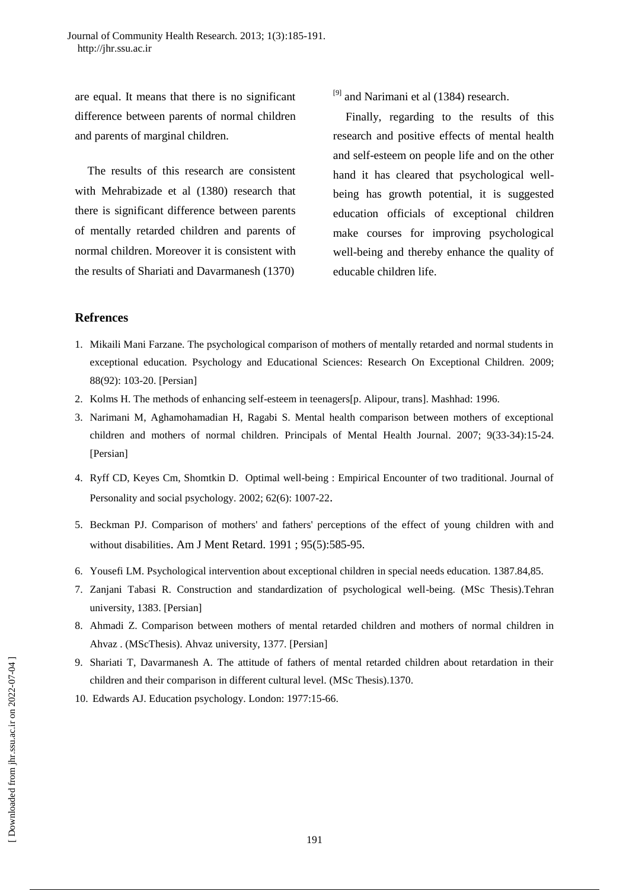are equal. It means that there is no significant difference between parents of normal children and parents of marginal children.

The results of this research are consistent with Mehrabizade et al (1380) research that there is significant difference between parents of mentally retarded children and parents of normal children. Moreover it is consistent with the results of Shariati and Davarmanesh (1370) [9] and Narimani et al (1384) research.

Finally, regarding to the results of this research and positive effects of mental health and self-esteem on people life and on the other hand it has cleared that psychological well-being has growth potential, it is suggested education officials of exceptional children make courses for improving psychological well-being and thereby enhance the quality of educable children life.

## Refrences

1. Mikaili Mani Farzane. The psychological comparison of mothers of mentally retarded and normal students in exceptional education. Psychology and Educational Sciences: Research On Exceptional Children. 2009; 88(92): 103-20. [Persian]
2. Kolms H. The methods of enhancing self-esteem in teenagers[p. Alipour, trans]. Mashhad: 1996.
3. Narimani M, Aghamohamadian H, Ragabi S. Mental health comparison between mothers of exceptional children and mothers of normal children. Principals of Mental Health Journal. 2007; 9(33-34):15-24. [Persian]
4. Ryff CD, Keyes Cm, Shomtkin D. Optimal well-being : Empirical Encounter of two traditional. Journal of Personality and social psychology. 2002; 62(6): 1007-22.
5. Beckman PJ. Comparison of mothers' and fathers' perceptions of the effect of young children with and without disabilities. Am J Ment Retard. 1991 ; 95(5):585-95.
6. Yousefi LM. Psychological intervention about exceptional children in special needs education. 1387.84,85.
7. Zanjani Tabasi R. Construction and standardization of psychological well-being. (MSc Thesis).Tehran university, 1383. [Persian]
8. Ahmadi Z. Comparison between mothers of mental retarded children and mothers of normal children in Ahvaz . (MScThesis). Ahvaz university, 1377. [Persian]
9. Shariati T, Davarmanesh A. The attitude of fathers of mental retarded children about retardation in their children and their comparison in different cultural level. (MSc Thesis).1370.
10. Edwards AJ. Education psychology. London: 1977:15-66.